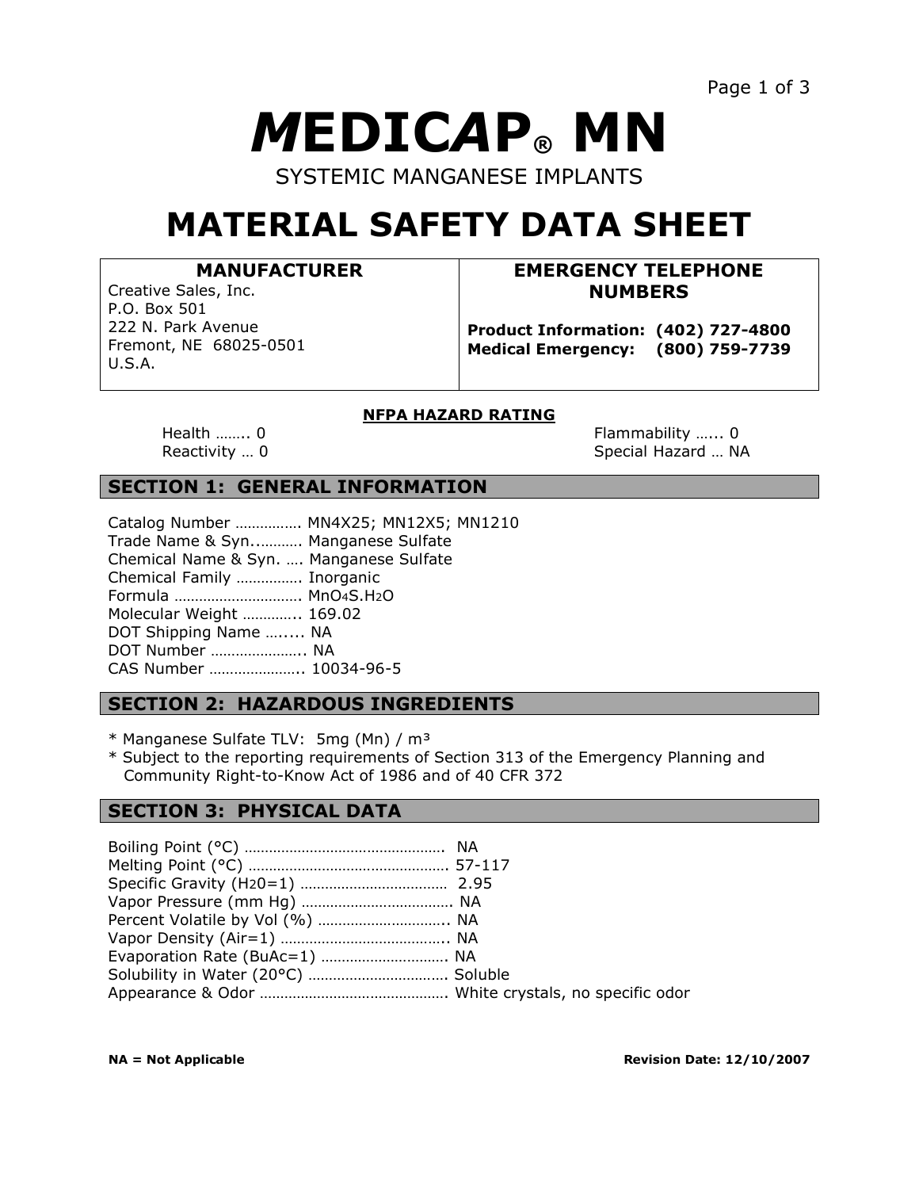# *M*EDIC*A*P® MN

SYSTEMIC MANGANESE IMPLANTS

# MATERIAL SAFETY DATA SHEET

| MANUFACTURER | EMERGENCY TELEPHONE NUMBERS |
|---|---|
| Creative Sales, Inc.<br>P.O. Box 501<br>222 N. Park Avenue<br>Fremont, NE 68025-0501<br>U.S.A. | **Product Information: (402) 727-4800**<br>**Medical Emergency: (800) 759-7739** |

**NFPA HAZARD RATING**

Health …….. 0
Reactivity … 0
Flammability …... 0
Special Hazard … NA

## SECTION 1: GENERAL INFORMATION

Catalog Number ……………. MN4X25; MN12X5; MN1210
Trade Name & Syn..………. Manganese Sulfate
Chemical Name & Syn. …. Manganese Sulfate
Chemical Family ……………. Inorganic
Formula …………………………. $MnO_4S.H_2O$
Molecular Weight ………….. 169.02
DOT Shipping Name …..... NA
DOT Number ………………….. NA
CAS Number ………………….. 10034-96-5

## SECTION 2: HAZARDOUS INGREDIENTS

* Manganese Sulfate TLV: 5mg (Mn) / m³
* Subject to the reporting requirements of Section 313 of the Emergency Planning and Community Right-to-Know Act of 1986 and of 40 CFR 372

## SECTION 3: PHYSICAL DATA

Boiling Point (°C) …………………………………………. NA
Melting Point (°C) …………………………………………. 57-117
Specific Gravity ($H_20$=1) ……………………………… 2.95
Vapor Pressure (mm Hg) ……………………………….. NA
Percent Volatile by Vol (%) ………………………….. NA
Vapor Density (Air=1) ………………………………….. NA
Evaporation Rate (BuAc=1) ………………………….. NA
Solubility in Water (20°C) ……………………………. Soluble
Appearance & Odor ………………………………………. White crystals, no specific odor

**NA = Not Applicable** **Revision Date: 12/10/2007**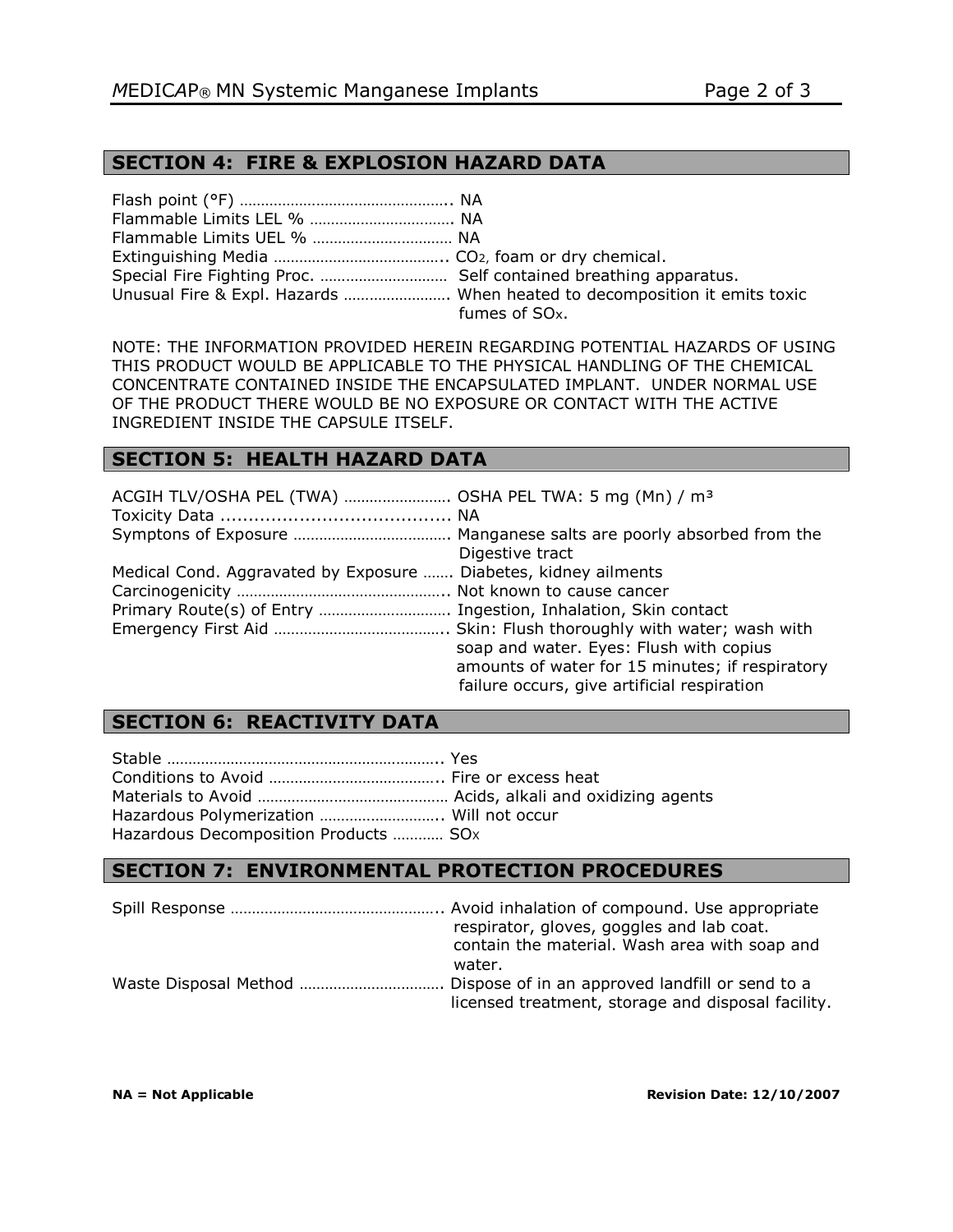## SECTION 4: FIRE & EXPLOSION HAZARD DATA

Flash point (°F) ………………………………………….. NA
Flammable Limits LEL % …………………………… NA
Flammable Limits UEL % …………………………… NA
Extinguishing Media ………………………………….. $CO_2$, foam or dry chemical.
Special Fire Fighting Proc. ………………………… Self contained breathing apparatus.
Unusual Fire & Expl. Hazards ……………………. When heated to decomposition it emits toxic fumes of $SO_x$.

NOTE: THE INFORMATION PROVIDED HEREIN REGARDING POTENTIAL HAZARDS OF USING THIS PRODUCT WOULD BE APPLICABLE TO THE PHYSICAL HANDLING OF THE CHEMICAL CONCENTRATE CONTAINED INSIDE THE ENCAPSULATED IMPLANT. UNDER NORMAL USE OF THE PRODUCT THERE WOULD BE NO EXPOSURE OR CONTACT WITH THE ACTIVE INGREDIENT INSIDE THE CAPSULE ITSELF.

## SECTION 5: HEALTH HAZARD DATA

ACGIH TLV/OSHA PEL (TWA) ……………………. OSHA PEL TWA: 5 mg (Mn) / m³
Toxicity Data .......................................... NA
Symptons of Exposure ………………………………. Manganese salts are poorly absorbed from the Digestive tract
Medical Cond. Aggravated by Exposure ……. Diabetes, kidney ailments
Carcinogenicity ………………………………………….. Not known to cause cancer
Primary Route(s) of Entry ………………………… Ingestion, Inhalation, Skin contact
Emergency First Aid ………………………………….. Skin: Flush thoroughly with water; wash with soap and water. Eyes: Flush with copius amounts of water for 15 minutes; if respiratory failure occurs, give artificial respiration

## SECTION 6: REACTIVITY DATA

Stable ……………………………………………………….. Yes
Conditions to Avoid ………………………………….. Fire or excess heat
Materials to Avoid ……………………………………… Acids, alkali and oxidizing agents
Hazardous Polymerization ……………………….. Will not occur
Hazardous Decomposition Products ………… $SO_x$

## SECTION 7: ENVIRONMENTAL PROTECTION PROCEDURES

Spill Response ………………………………………….. Avoid inhalation of compound. Use appropriate respirator, gloves, goggles and lab coat. contain the material. Wash area with soap and water.
Waste Disposal Method …………………………… Dispose of in an approved landfill or send to a licensed treatment, storage and disposal facility.

**NA = Not Applicable** **Revision Date: 12/10/2007**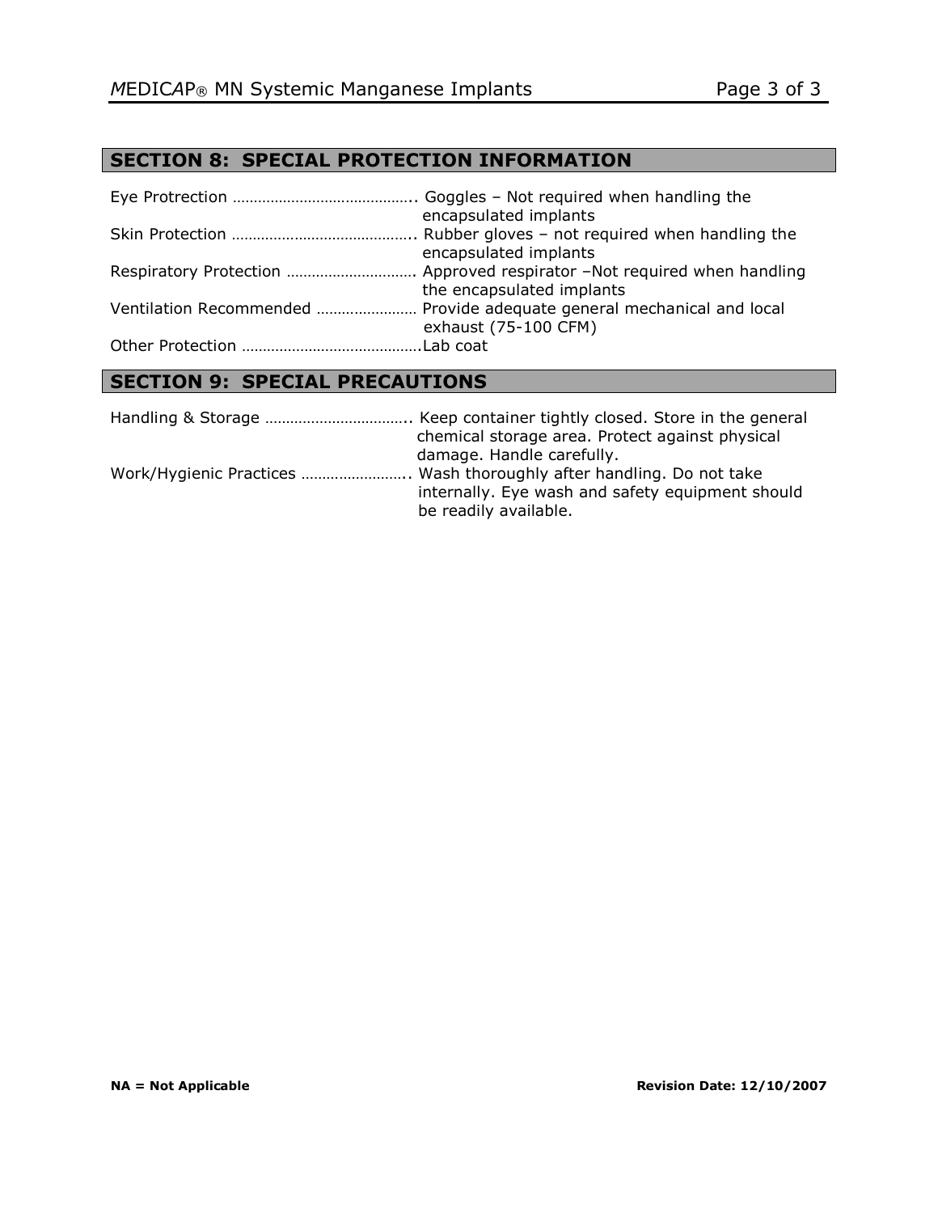## SECTION 8: SPECIAL PROTECTION INFORMATION

Eye Protrection .......................................... Goggles – Not required when handling the encapsulated implants

Skin Protection .......................................... Rubber gloves – not required when handling the encapsulated implants

Respiratory Protection .............................. Approved respirator –Not required when handling the encapsulated implants

Ventilation Recommended ........................ Provide adequate general mechanical and local exhaust (75-100 CFM)

Other Protection ..........................................Lab coat

## SECTION 9: SPECIAL PRECAUTIONS

Handling & Storage .................................. Keep container tightly closed. Store in the general chemical storage area. Protect against physical damage. Handle carefully.

Work/Hygienic Practices .......................... Wash thoroughly after handling. Do not take internally. Eye wash and safety equipment should be readily available.

**NA = Not Applicable** **Revision Date: 12/10/2007**